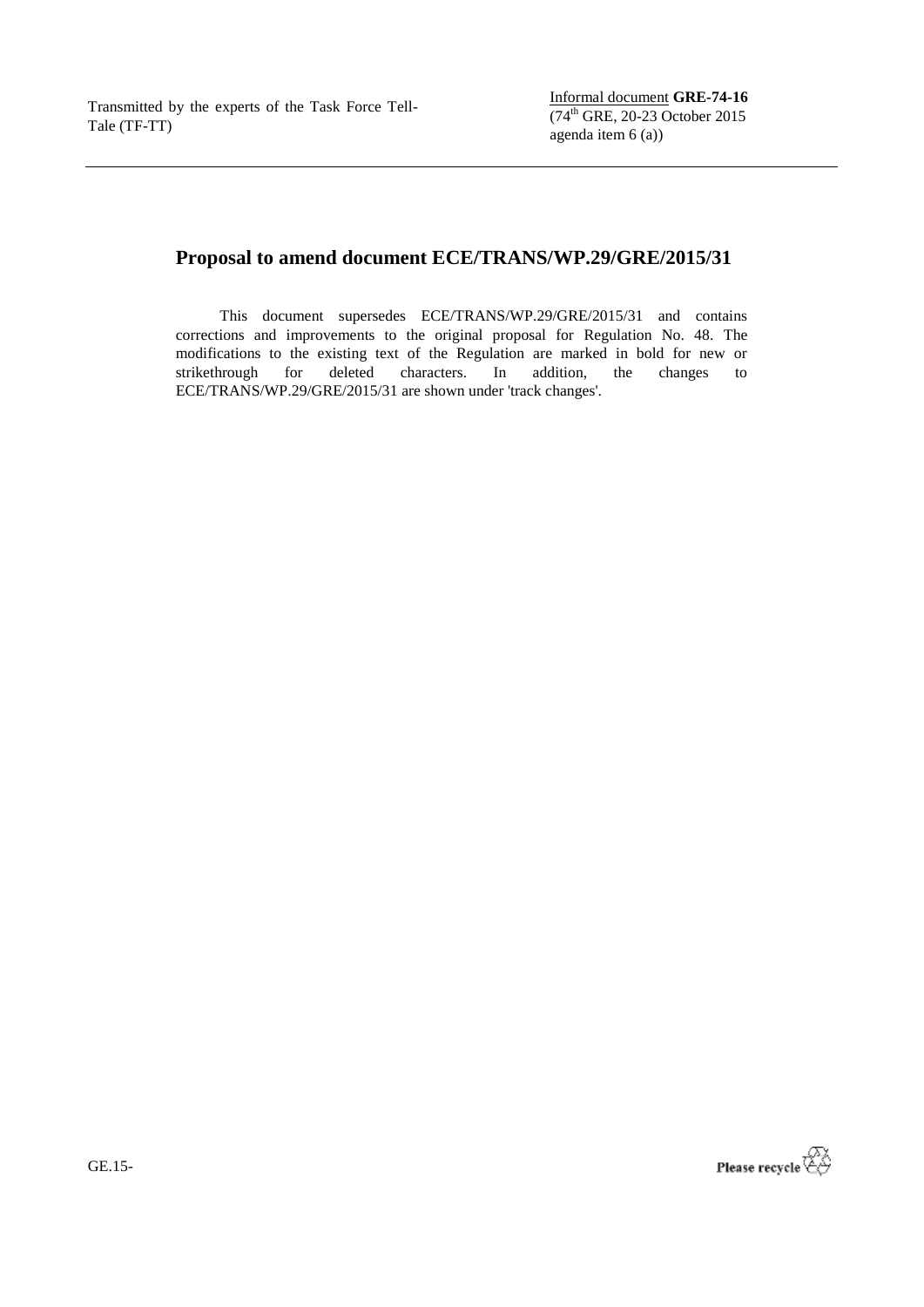Transmitted by the experts of the Task Force Tell-Tale (TF-TT)

Informal document **GRE-74-16**
(74th GRE, 20-23 October 2015
agenda item 6 (a))

## Proposal to amend document ECE/TRANS/WP.29/GRE/2015/31

This document supersedes ECE/TRANS/WP.29/GRE/2015/31 and contains corrections and improvements to the original proposal for Regulation No. 48. The modifications to the existing text of the Regulation are marked in bold for new or strikethrough for deleted characters. In addition, the changes to ECE/TRANS/WP.29/GRE/2015/31 are shown under 'track changes'.

GE.15-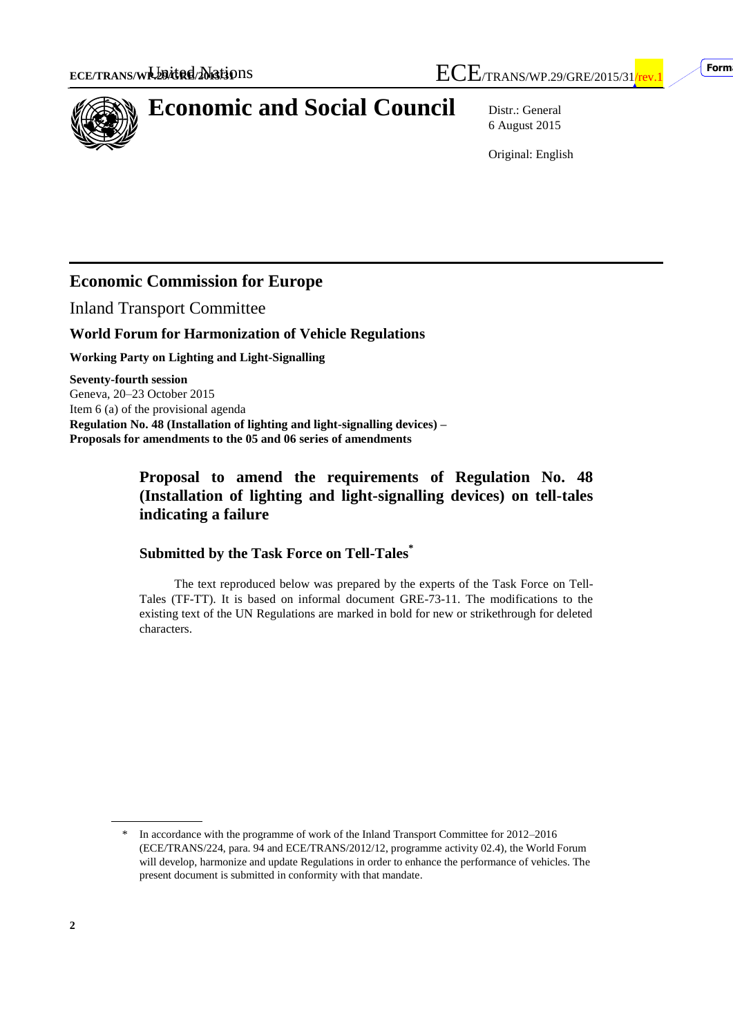# Economic and Social Council

Distr.: General
6 August 2015

Original: English

## Economic Commission for Europe

Inland Transport Committee

### World Forum for Harmonization of Vehicle Regulations

#### Working Party on Lighting and Light-Signalling

**Seventy-fourth session**
Geneva, 20–23 October 2015
Item 6 (a) of the provisional agenda
**Regulation No. 48 (Installation of lighting and light-signalling devices) – Proposals for amendments to the 05 and 06 series of amendments**

## Proposal to amend the requirements of Regulation No. 48 (Installation of lighting and light-signalling devices) on tell-tales indicating a failure

### Submitted by the Task Force on Tell-Tales*

The text reproduced below was prepared by the experts of the Task Force on Tell-Tales (TF-TT). It is based on informal document GRE-73-11. The modifications to the existing text of the UN Regulations are marked in bold for new or strikethrough for deleted characters.

---

\* In accordance with the programme of work of the Inland Transport Committee for 2012–2016 (ECE/TRANS/224, para. 94 and ECE/TRANS/2012/12, programme activity 02.4), the World Forum will develop, harmonize and update Regulations in order to enhance the performance of vehicles. The present document is submitted in conformity with that mandate.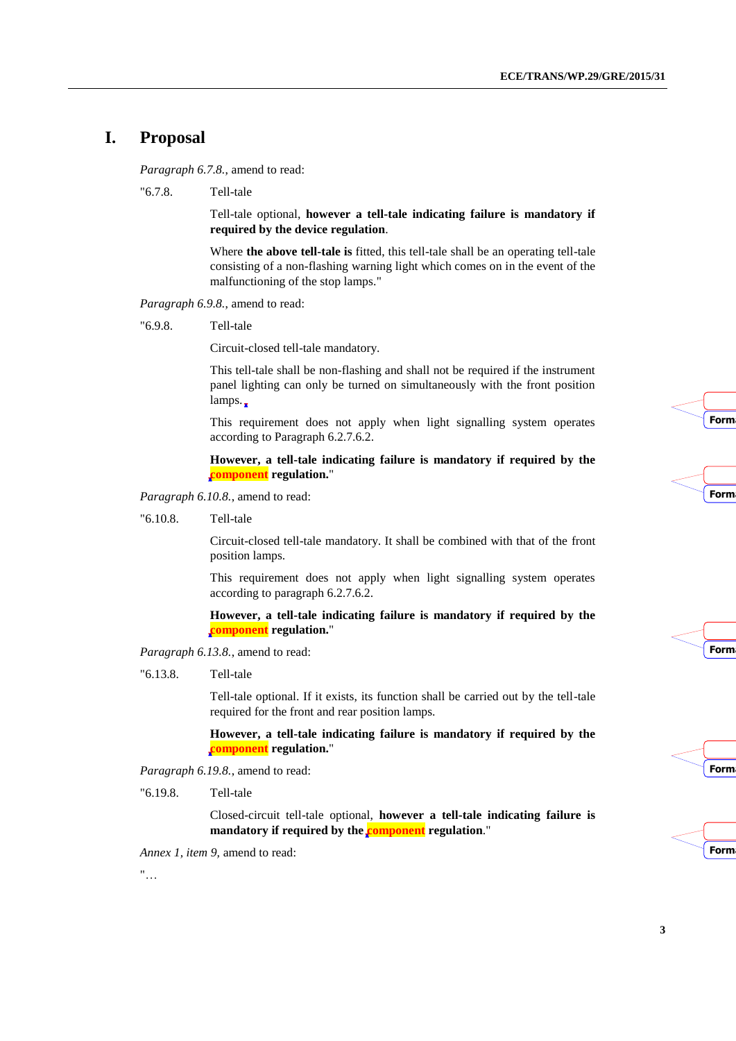# I. Proposal

*Paragraph 6.7.8.*, amend to read:

"6.7.8. Tell-tale

Tell-tale optional, **however a tell-tale indicating failure is mandatory if required by the device regulation**.

Where **the above tell-tale is** fitted, this tell-tale shall be an operating tell-tale consisting of a non-flashing warning light which comes on in the event of the malfunctioning of the stop lamps."

*Paragraph 6.9.8.*, amend to read:

"6.9.8. Tell-tale

Circuit-closed tell-tale mandatory.

This tell-tale shall be non-flashing and shall not be required if the instrument panel lighting can only be turned on simultaneously with the front position lamps.

This requirement does not apply when light signalling system operates according to Paragraph 6.2.7.6.2.

**However, a tell-tale indicating failure is mandatory if required by the component regulation.**"

*Paragraph 6.10.8.*, amend to read:

"6.10.8. Tell-tale

Circuit-closed tell-tale mandatory. It shall be combined with that of the front position lamps.

This requirement does not apply when light signalling system operates according to paragraph 6.2.7.6.2.

**However, a tell-tale indicating failure is mandatory if required by the component regulation.**"

*Paragraph 6.13.8.*, amend to read:

"6.13.8. Tell-tale

Tell-tale optional. If it exists, its function shall be carried out by the tell-tale required for the front and rear position lamps.

**However, a tell-tale indicating failure is mandatory if required by the component regulation.**"

*Paragraph 6.19.8.*, amend to read:

"6.19.8. Tell-tale

Closed-circuit tell-tale optional, **however a tell-tale indicating failure is mandatory if required by the component regulation**."

*Annex 1, item 9,* amend to read:

"…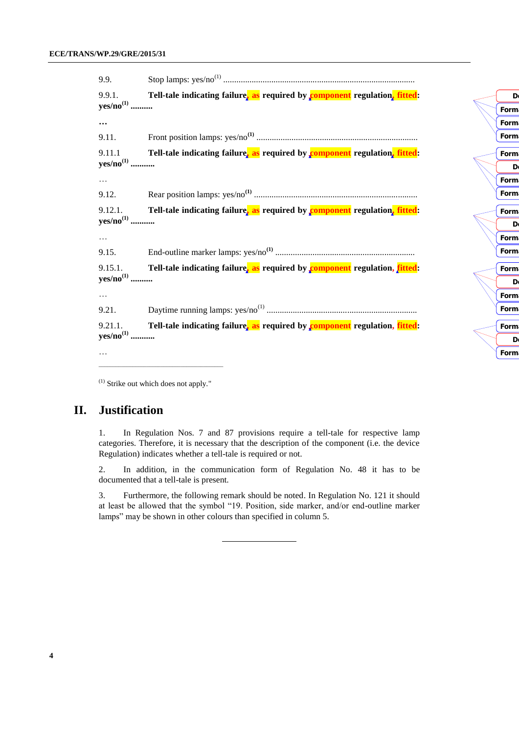9.9. Stop lamps: yes/no[(1)] ........................................................................................

9.9.1. **Tell-tale indicating failure, as required by component regulation, fitted: yes/no[(1)] ..........**

**…**

9.11. Front position lamps: yes/no**[(1)]** .........................................................................

9.11.1 **Tell-tale indicating failure, as required by component regulation, fitted: yes/no[(1)] ...........**

…

9.12. Rear position lamps: yes/no**[(1)]** ..........................................................................

9.12.1. **Tell-tale indicating failure, as required by component regulation, fitted: yes/no[(1)] ...........**

…

9.15. End-outline marker lamps: yes/no**[(1)]** ...............................................................

9.15.1. **Tell-tale indicating failure, as required by component regulation, fitted: yes/no[(1)] ..........**

…

9.21. Daytime running lamps: yes/no[(1)] ....................................................................

9.21.1. **Tell-tale indicating failure, as required by component regulation, fitted: yes/no[(1)] ...........**

…

[(1)] Strike out which does not apply."

# II. Justification

1. In Regulation Nos. 7 and 87 provisions require a tell-tale for respective lamp categories. Therefore, it is necessary that the description of the component (i.e. the device Regulation) indicates whether a tell-tale is required or not.

2. In addition, in the communication form of Regulation No. 48 it has to be documented that a tell-tale is present.

3. Furthermore, the following remark should be noted. In Regulation No. 121 it should at least be allowed that the symbol "19. Position, side marker, and/or end-outline marker lamps" may be shown in other colours than specified in column 5.